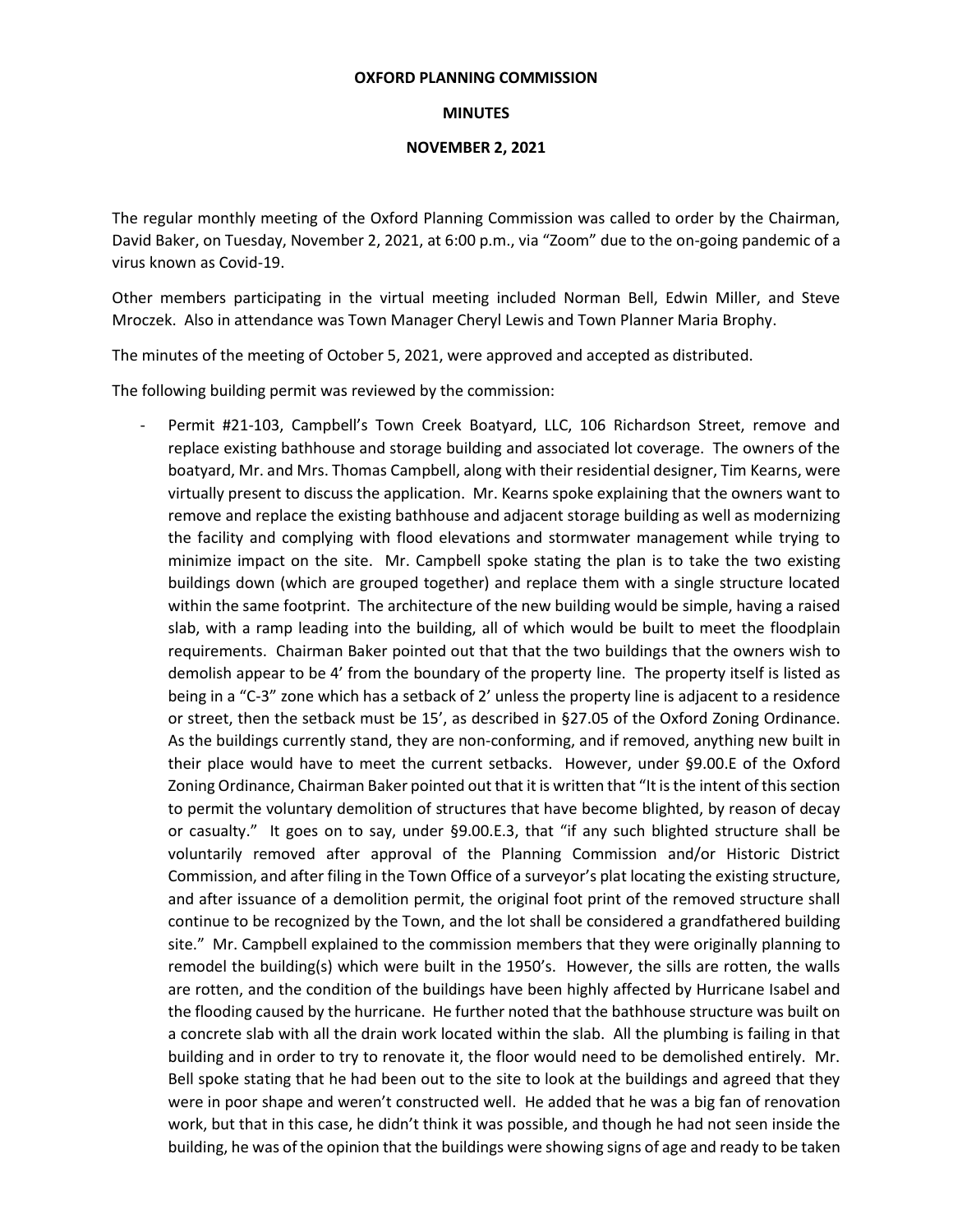**OXFORD PLANNING COMMISSION**

**MINUTES**

**NOVEMBER 2, 2021**

The regular monthly meeting of the Oxford Planning Commission was called to order by the Chairman, David Baker, on Tuesday, November 2, 2021, at 6:00 p.m., via "Zoom" due to the on-going pandemic of a virus known as Covid-19.

Other members participating in the virtual meeting included Norman Bell, Edwin Miller, and Steve Mroczek. Also in attendance was Town Manager Cheryl Lewis and Town Planner Maria Brophy.

The minutes of the meeting of October 5, 2021, were approved and accepted as distributed.

The following building permit was reviewed by the commission:

- Permit #21-103, Campbell's Town Creek Boatyard, LLC, 106 Richardson Street, remove and replace existing bathhouse and storage building and associated lot coverage. The owners of the boatyard, Mr. and Mrs. Thomas Campbell, along with their residential designer, Tim Kearns, were virtually present to discuss the application. Mr. Kearns spoke explaining that the owners want to remove and replace the existing bathhouse and adjacent storage building as well as modernizing the facility and complying with flood elevations and stormwater management while trying to minimize impact on the site. Mr. Campbell spoke stating the plan is to take the two existing buildings down (which are grouped together) and replace them with a single structure located within the same footprint. The architecture of the new building would be simple, having a raised slab, with a ramp leading into the building, all of which would be built to meet the floodplain requirements. Chairman Baker pointed out that that the two buildings that the owners wish to demolish appear to be 4' from the boundary of the property line. The property itself is listed as being in a "C-3" zone which has a setback of 2' unless the property line is adjacent to a residence or street, then the setback must be 15', as described in §27.05 of the Oxford Zoning Ordinance. As the buildings currently stand, they are non-conforming, and if removed, anything new built in their place would have to meet the current setbacks. However, under §9.00.E of the Oxford Zoning Ordinance, Chairman Baker pointed out that it is written that "It is the intent of this section to permit the voluntary demolition of structures that have become blighted, by reason of decay or casualty." It goes on to say, under §9.00.E.3, that "if any such blighted structure shall be voluntarily removed after approval of the Planning Commission and/or Historic District Commission, and after filing in the Town Office of a surveyor's plat locating the existing structure, and after issuance of a demolition permit, the original foot print of the removed structure shall continue to be recognized by the Town, and the lot shall be considered a grandfathered building site." Mr. Campbell explained to the commission members that they were originally planning to remodel the building(s) which were built in the 1950's. However, the sills are rotten, the walls are rotten, and the condition of the buildings have been highly affected by Hurricane Isabel and the flooding caused by the hurricane. He further noted that the bathhouse structure was built on a concrete slab with all the drain work located within the slab. All the plumbing is failing in that building and in order to try to renovate it, the floor would need to be demolished entirely. Mr. Bell spoke stating that he had been out to the site to look at the buildings and agreed that they were in poor shape and weren't constructed well. He added that he was a big fan of renovation work, but that in this case, he didn't think it was possible, and though he had not seen inside the building, he was of the opinion that the buildings were showing signs of age and ready to be taken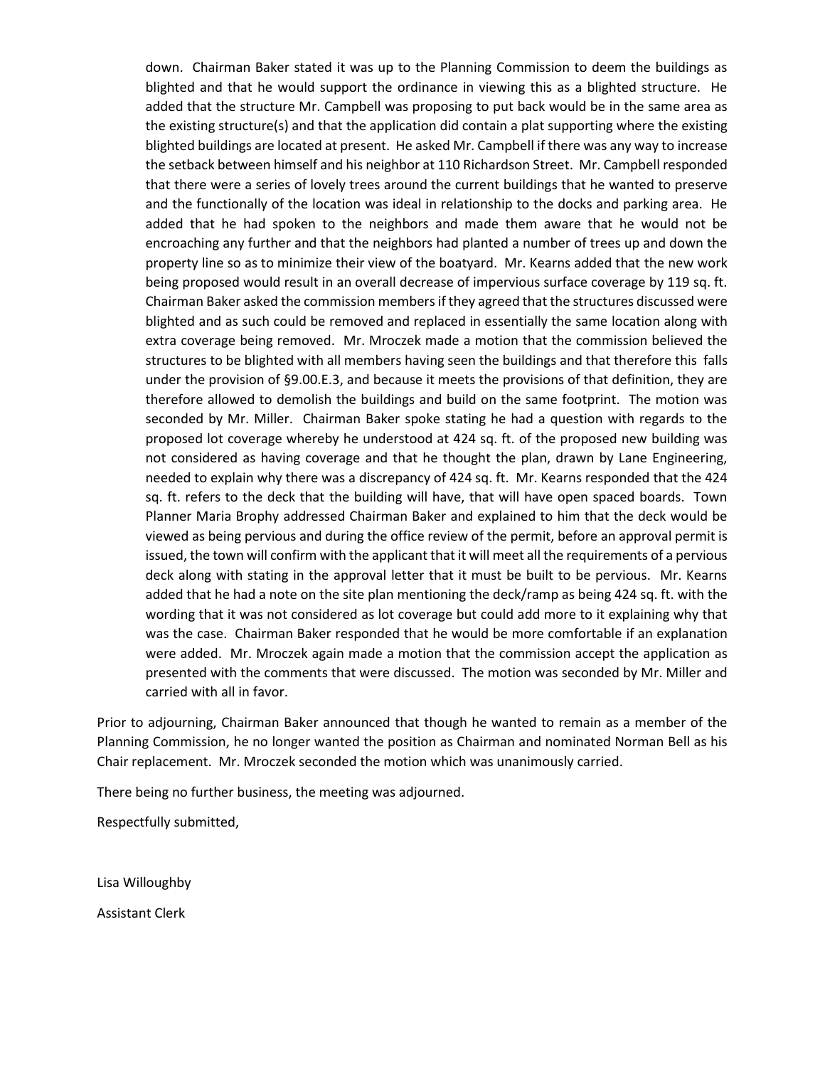down. Chairman Baker stated it was up to the Planning Commission to deem the buildings as blighted and that he would support the ordinance in viewing this as a blighted structure. He added that the structure Mr. Campbell was proposing to put back would be in the same area as the existing structure(s) and that the application did contain a plat supporting where the existing blighted buildings are located at present. He asked Mr. Campbell if there was any way to increase the setback between himself and his neighbor at 110 Richardson Street. Mr. Campbell responded that there were a series of lovely trees around the current buildings that he wanted to preserve and the functionally of the location was ideal in relationship to the docks and parking area. He added that he had spoken to the neighbors and made them aware that he would not be encroaching any further and that the neighbors had planted a number of trees up and down the property line so as to minimize their view of the boatyard. Mr. Kearns added that the new work being proposed would result in an overall decrease of impervious surface coverage by 119 sq. ft. Chairman Baker asked the commission members if they agreed that the structures discussed were blighted and as such could be removed and replaced in essentially the same location along with extra coverage being removed. Mr. Mroczek made a motion that the commission believed the structures to be blighted with all members having seen the buildings and that therefore this falls under the provision of §9.00.E.3, and because it meets the provisions of that definition, they are therefore allowed to demolish the buildings and build on the same footprint. The motion was seconded by Mr. Miller. Chairman Baker spoke stating he had a question with regards to the proposed lot coverage whereby he understood at 424 sq. ft. of the proposed new building was not considered as having coverage and that he thought the plan, drawn by Lane Engineering, needed to explain why there was a discrepancy of 424 sq. ft. Mr. Kearns responded that the 424 sq. ft. refers to the deck that the building will have, that will have open spaced boards. Town Planner Maria Brophy addressed Chairman Baker and explained to him that the deck would be viewed as being pervious and during the office review of the permit, before an approval permit is issued, the town will confirm with the applicant that it will meet all the requirements of a pervious deck along with stating in the approval letter that it must be built to be pervious. Mr. Kearns added that he had a note on the site plan mentioning the deck/ramp as being 424 sq. ft. with the wording that it was not considered as lot coverage but could add more to it explaining why that was the case. Chairman Baker responded that he would be more comfortable if an explanation were added. Mr. Mroczek again made a motion that the commission accept the application as presented with the comments that were discussed. The motion was seconded by Mr. Miller and carried with all in favor.

Prior to adjourning, Chairman Baker announced that though he wanted to remain as a member of the Planning Commission, he no longer wanted the position as Chairman and nominated Norman Bell as his Chair replacement. Mr. Mroczek seconded the motion which was unanimously carried.

There being no further business, the meeting was adjourned.

Respectfully submitted,

Lisa Willoughby

Assistant Clerk